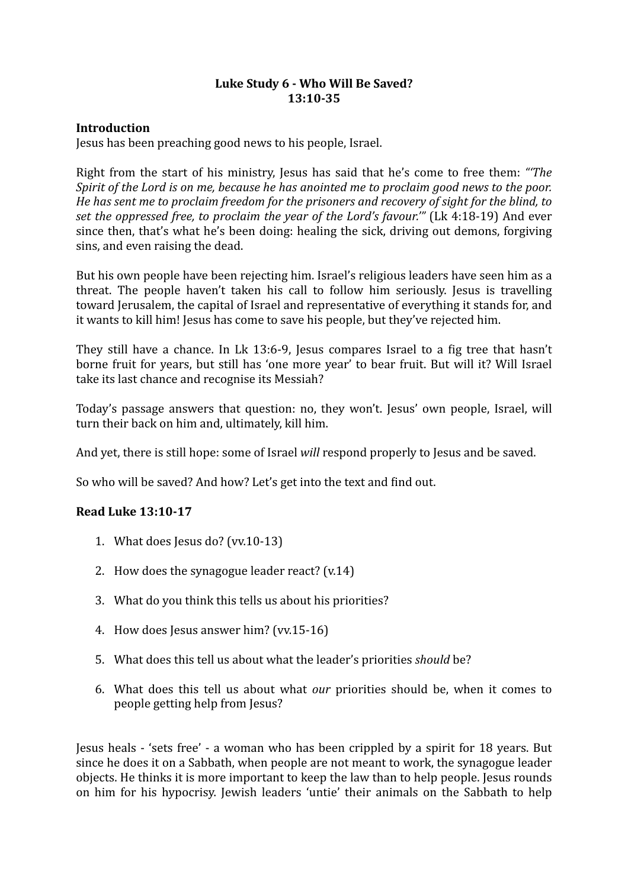**Luke Study 6 - Who Will Be Saved?**
**13:10-35**

**Introduction**
Jesus has been preaching good news to his people, Israel.

Right from the start of his ministry, Jesus has said that he's come to free them: *"'The Spirit of the Lord is on me, because he has anointed me to proclaim good news to the poor. He has sent me to proclaim freedom for the prisoners and recovery of sight for the blind, to set the oppressed free, to proclaim the year of the Lord's favour.'"* (Lk 4:18-19) And ever since then, that's what he's been doing: healing the sick, driving out demons, forgiving sins, and even raising the dead.

But his own people have been rejecting him. Israel's religious leaders have seen him as a threat. The people haven't taken his call to follow him seriously. Jesus is travelling toward Jerusalem, the capital of Israel and representative of everything it stands for, and it wants to kill him! Jesus has come to save his people, but they've rejected him.

They still have a chance. In Lk 13:6-9, Jesus compares Israel to a fig tree that hasn't borne fruit for years, but still has 'one more year' to bear fruit. But will it? Will Israel take its last chance and recognise its Messiah?

Today's passage answers that question: no, they won't. Jesus' own people, Israel, will turn their back on him and, ultimately, kill him.

And yet, there is still hope: some of Israel *will* respond properly to Jesus and be saved.

So who will be saved? And how? Let's get into the text and find out.

**Read Luke 13:10-17**

1. What does Jesus do? (vv.10-13)
2. How does the synagogue leader react? (v.14)
3. What do you think this tells us about his priorities?
4. How does Jesus answer him? (vv.15-16)
5. What does this tell us about what the leader's priorities *should* be?
6. What does this tell us about what *our* priorities should be, when it comes to people getting help from Jesus?

Jesus heals - 'sets free' - a woman who has been crippled by a spirit for 18 years. But since he does it on a Sabbath, when people are not meant to work, the synagogue leader objects. He thinks it is more important to keep the law than to help people. Jesus rounds on him for his hypocrisy. Jewish leaders 'untie' their animals on the Sabbath to help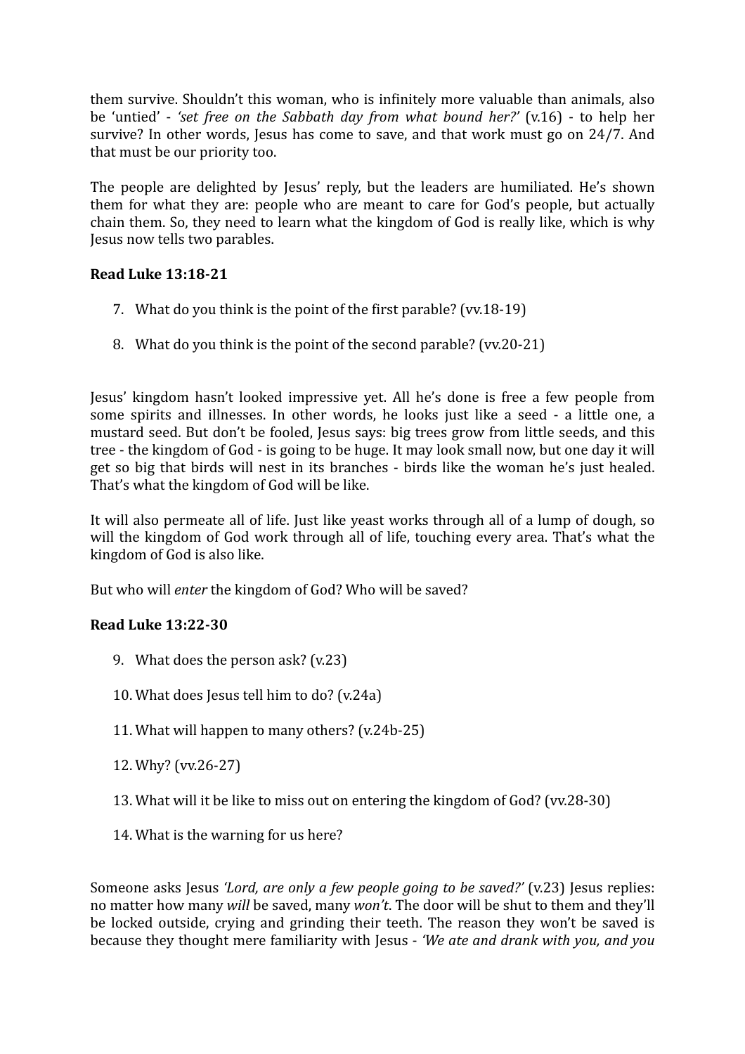them survive. Shouldn't this woman, who is infinitely more valuable than animals, also be 'untied' - *'set free on the Sabbath day from what bound her?'* (v.16) - to help her survive? In other words, Jesus has come to save, and that work must go on 24/7. And that must be our priority too.

The people are delighted by Jesus' reply, but the leaders are humiliated. He's shown them for what they are: people who are meant to care for God's people, but actually chain them. So, they need to learn what the kingdom of God is really like, which is why Jesus now tells two parables.

**Read Luke 13:18-21**

7. What do you think is the point of the first parable? (vv.18-19)
8. What do you think is the point of the second parable? (vv.20-21)

Jesus' kingdom hasn't looked impressive yet. All he's done is free a few people from some spirits and illnesses. In other words, he looks just like a seed - a little one, a mustard seed. But don't be fooled, Jesus says: big trees grow from little seeds, and this tree - the kingdom of God - is going to be huge. It may look small now, but one day it will get so big that birds will nest in its branches - birds like the woman he's just healed. That's what the kingdom of God will be like.

It will also permeate all of life. Just like yeast works through all of a lump of dough, so will the kingdom of God work through all of life, touching every area. That's what the kingdom of God is also like.

But who will *enter* the kingdom of God? Who will be saved?

**Read Luke 13:22-30**

9. What does the person ask? (v.23)
10. What does Jesus tell him to do? (v.24a)
11. What will happen to many others? (v.24b-25)
12. Why? (vv.26-27)
13. What will it be like to miss out on entering the kingdom of God? (vv.28-30)
14. What is the warning for us here?

Someone asks Jesus *'Lord, are only a few people going to be saved?'* (v.23) Jesus replies: no matter how many *will* be saved, many *won't*. The door will be shut to them and they'll be locked outside, crying and grinding their teeth. The reason they won't be saved is because they thought mere familiarity with Jesus - *'We ate and drank with you, and you*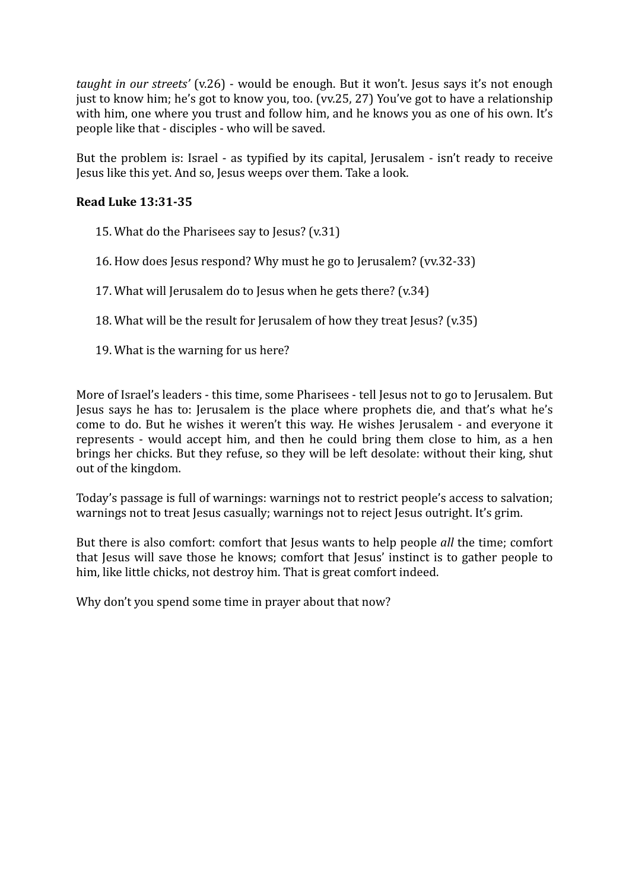*taught in our streets'* (v.26) - would be enough. But it won't. Jesus says it's not enough just to know him; he's got to know you, too. (vv.25, 27) You've got to have a relationship with him, one where you trust and follow him, and he knows you as one of his own. It's people like that - disciples - who will be saved.

But the problem is: Israel - as typified by its capital, Jerusalem - isn't ready to receive Jesus like this yet. And so, Jesus weeps over them. Take a look.

**Read Luke 13:31-35**

15. What do the Pharisees say to Jesus? (v.31)
16. How does Jesus respond? Why must he go to Jerusalem? (vv.32-33)
17. What will Jerusalem do to Jesus when he gets there? (v.34)
18. What will be the result for Jerusalem of how they treat Jesus? (v.35)
19. What is the warning for us here?

More of Israel's leaders - this time, some Pharisees - tell Jesus not to go to Jerusalem. But Jesus says he has to: Jerusalem is the place where prophets die, and that's what he's come to do. But he wishes it weren't this way. He wishes Jerusalem - and everyone it represents - would accept him, and then he could bring them close to him, as a hen brings her chicks. But they refuse, so they will be left desolate: without their king, shut out of the kingdom.

Today's passage is full of warnings: warnings not to restrict people's access to salvation; warnings not to treat Jesus casually; warnings not to reject Jesus outright. It's grim.

But there is also comfort: comfort that Jesus wants to help people *all* the time; comfort that Jesus will save those he knows; comfort that Jesus' instinct is to gather people to him, like little chicks, not destroy him. That is great comfort indeed.

Why don't you spend some time in prayer about that now?